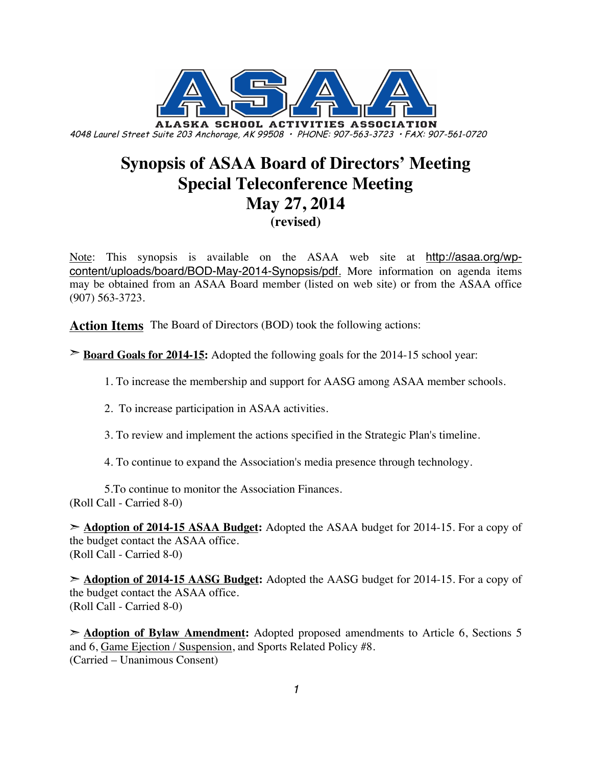ALASKA SCHOOL ACTIVITIES ASSOCIATION

*4048 Laurel Street Suite 203 Anchorage, AK 99508 • PHONE: 907-563-3723 • FAX: 907-561-0720*

# Synopsis of ASAA Board of Directors' Meeting
# Special Teleconference Meeting
# May 27, 2014
### (revised)

Note: This synopsis is available on the ASAA web site at http://asaa.org/wp-content/uploads/board/BOD-May-2014-Synopsis/pdf. More information on agenda items may be obtained from an ASAA Board member (listed on web site) or from the ASAA office (907) 563-3723.

## Action Items

The Board of Directors (BOD) took the following actions:

➢ **Board Goals for 2014-15:** Adopted the following goals for the 2014-15 school year:

1. To increase the membership and support for AASG among ASAA member schools.
2. To increase participation in ASAA activities.
3. To review and implement the actions specified in the Strategic Plan's timeline.
4. To continue to expand the Association's media presence through technology.
5. To continue to monitor the Association Finances.

(Roll Call - Carried 8-0)

➢ **Adoption of 2014-15 ASAA Budget:** Adopted the ASAA budget for 2014-15. For a copy of the budget contact the ASAA office.
(Roll Call - Carried 8-0)

➢ **Adoption of 2014-15 AASG Budget:** Adopted the AASG budget for 2014-15. For a copy of the budget contact the ASAA office.
(Roll Call - Carried 8-0)

➢ **Adoption of Bylaw Amendment:** Adopted proposed amendments to Article 6, Sections 5 and 6, Game Ejection / Suspension, and Sports Related Policy #8.
(Carried – Unanimous Consent)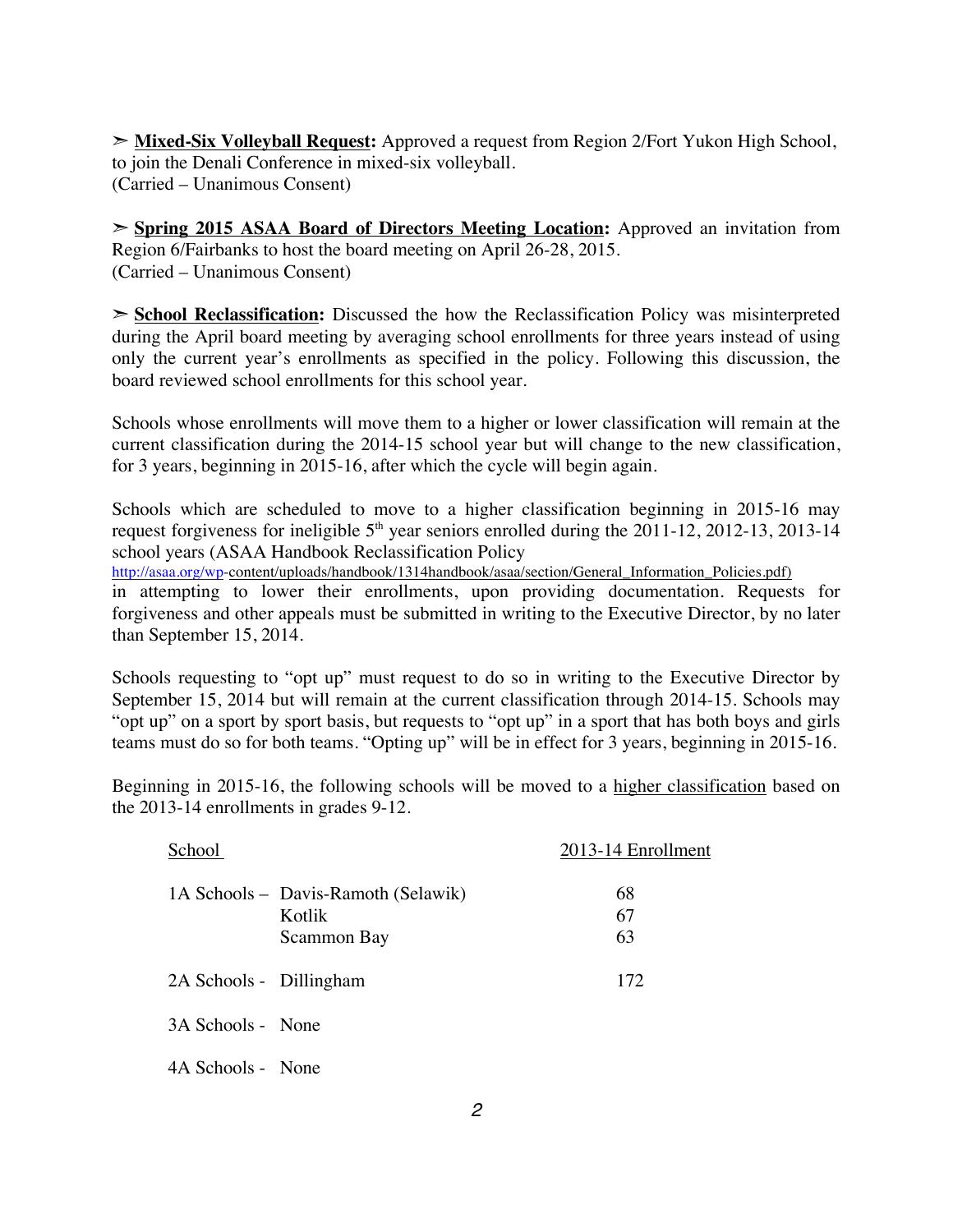➢ **Mixed-Six Volleyball Request:** Approved a request from Region 2/Fort Yukon High School, to join the Denali Conference in mixed-six volleyball.
(Carried – Unanimous Consent)

➢ **Spring 2015 ASAA Board of Directors Meeting Location:** Approved an invitation from Region 6/Fairbanks to host the board meeting on April 26-28, 2015.
(Carried – Unanimous Consent)

➢ **School Reclassification:** Discussed the how the Reclassification Policy was misinterpreted during the April board meeting by averaging school enrollments for three years instead of using only the current year's enrollments as specified in the policy. Following this discussion, the board reviewed school enrollments for this school year.

Schools whose enrollments will move them to a higher or lower classification will remain at the current classification during the 2014-15 school year but will change to the new classification, for 3 years, beginning in 2015-16, after which the cycle will begin again.

Schools which are scheduled to move to a higher classification beginning in 2015-16 may request forgiveness for ineligible 5th year seniors enrolled during the 2011-12, 2012-13, 2013-14 school years (ASAA Handbook Reclassification Policy http://asaa.org/wp-content/uploads/handbook/1314handbook/asaa/section/General_Information_Policies.pdf) in attempting to lower their enrollments, upon providing documentation. Requests for forgiveness and other appeals must be submitted in writing to the Executive Director, by no later than September 15, 2014.

Schools requesting to "opt up" must request to do so in writing to the Executive Director by September 15, 2014 but will remain at the current classification through 2014-15. Schools may "opt up" on a sport by sport basis, but requests to "opt up" in a sport that has both boys and girls teams must do so for both teams. "Opting up" will be in effect for 3 years, beginning in 2015-16.

Beginning in 2015-16, the following schools will be moved to a higher classification based on the 2013-14 enrollments in grades 9-12.

| School | | 2013-14 Enrollment |
|---|---|---|
| 1A Schools – | Davis-Ramoth (Selawik) | 68 |
| | Kotlik | 67 |
| | Scammon Bay | 63 |
| 2A Schools - | Dillingham | 172 |
| 3A Schools - | None | |
| 4A Schools - | None | |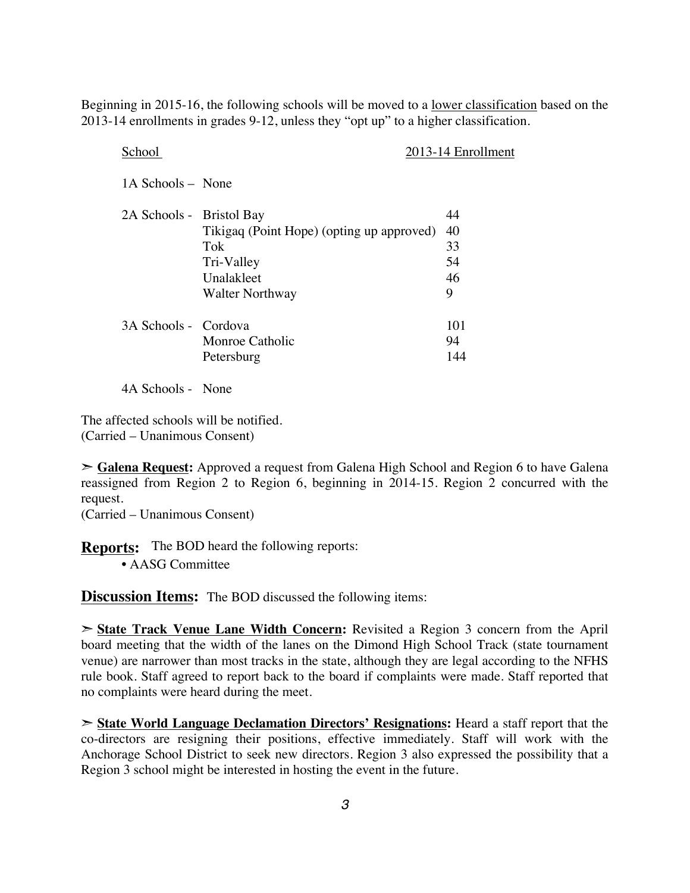Beginning in 2015-16, the following schools will be moved to a lower classification based on the 2013-14 enrollments in grades 9-12, unless they "opt up" to a higher classification.

| | School | 2013-14 Enrollment |
|---|---|---|
| 1A Schools – | None | |
| 2A Schools - | Bristol Bay | 44 |
| | Tikigaq (Point Hope) (opting up approved) | 40 |
| | Tok | 33 |
| | Tri-Valley | 54 |
| | Unalakleet | 46 |
| | Walter Northway | 9 |
| 3A Schools - | Cordova | 101 |
| | Monroe Catholic | 94 |
| | Petersburg | 144 |
| 4A Schools - | None | |

The affected schools will be notified.
(Carried – Unanimous Consent)

➣ **Galena Request:** Approved a request from Galena High School and Region 6 to have Galena reassigned from Region 2 to Region 6, beginning in 2014-15. Region 2 concurred with the request.
(Carried – Unanimous Consent)

**Reports:** The BOD heard the following reports:

- AASG Committee

**Discussion Items:** The BOD discussed the following items:

➣ **State Track Venue Lane Width Concern:** Revisited a Region 3 concern from the April board meeting that the width of the lanes on the Dimond High School Track (state tournament venue) are narrower than most tracks in the state, although they are legal according to the NFHS rule book. Staff agreed to report back to the board if complaints were made. Staff reported that no complaints were heard during the meet.

➣ **State World Language Declamation Directors' Resignations:** Heard a staff report that the co-directors are resigning their positions, effective immediately. Staff will work with the Anchorage School District to seek new directors. Region 3 also expressed the possibility that a Region 3 school might be interested in hosting the event in the future.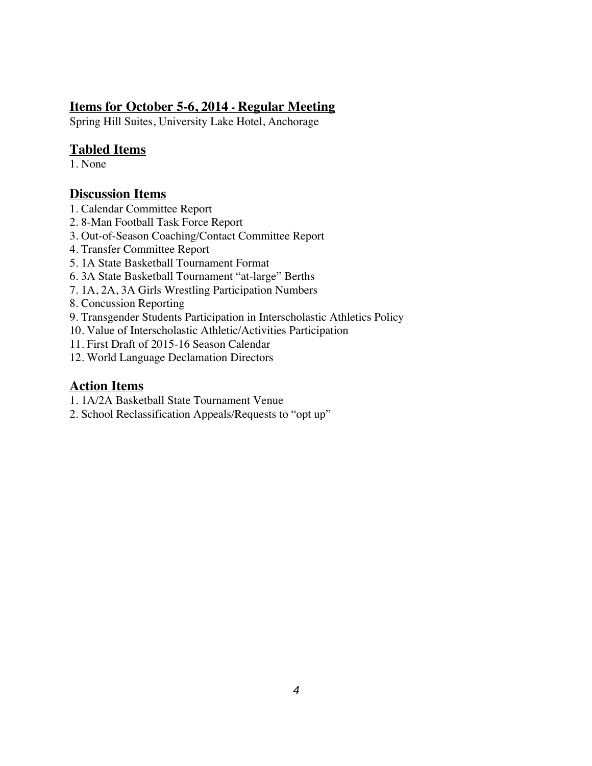## Items for October 5-6, 2014 - Regular Meeting

Spring Hill Suites, University Lake Hotel, Anchorage

## Tabled Items

1. None

## Discussion Items

1. Calendar Committee Report
2. 8-Man Football Task Force Report
3. Out-of-Season Coaching/Contact Committee Report
4. Transfer Committee Report
5. 1A State Basketball Tournament Format
6. 3A State Basketball Tournament "at-large" Berths
7. 1A, 2A, 3A Girls Wrestling Participation Numbers
8. Concussion Reporting
9. Transgender Students Participation in Interscholastic Athletics Policy
10. Value of Interscholastic Athletic/Activities Participation
11. First Draft of 2015-16 Season Calendar
12. World Language Declamation Directors

## Action Items

1. 1A/2A Basketball State Tournament Venue
2. School Reclassification Appeals/Requests to "opt up"